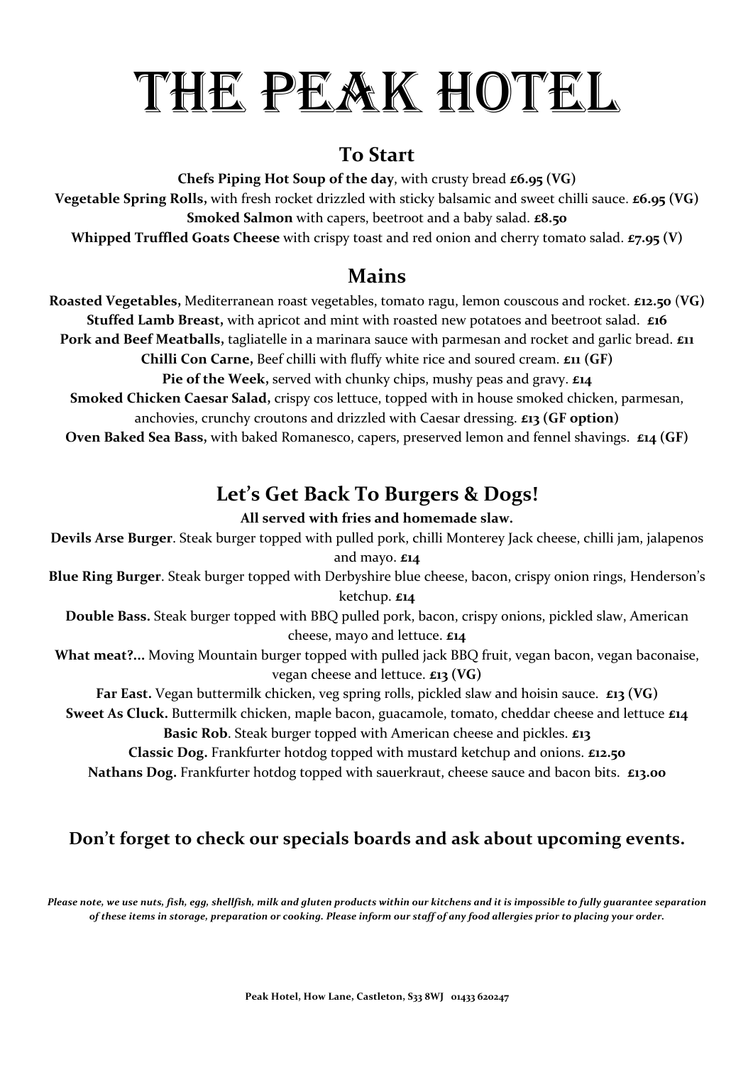# THE PEAK HOTEL

## To Start

**Chefs Piping Hot Soup of the day**, with crusty bread **£6.95 (VG)**

**Vegetable Spring Rolls,** with fresh rocket drizzled with sticky balsamic and sweet chilli sauce. **£6.95 (VG)**

**Smoked Salmon** with capers, beetroot and a baby salad. **£8.50**

**Whipped Truffled Goats Cheese** with crispy toast and red onion and cherry tomato salad. **£7.95 (V)**

## Mains

**Roasted Vegetables,** Mediterranean roast vegetables, tomato ragu, lemon couscous and rocket. **£12.50 (VG)**

**Stuffed Lamb Breast,** with apricot and mint with roasted new potatoes and beetroot salad. **£16**

**Pork and Beef Meatballs,** tagliatelle in a marinara sauce with parmesan and rocket and garlic bread. **£11**

**Chilli Con Carne,** Beef chilli with fluffy white rice and soured cream. **£11 (GF)**

**Pie of the Week,** served with chunky chips, mushy peas and gravy. **£14**

**Smoked Chicken Caesar Salad,** crispy cos lettuce, topped with in house smoked chicken, parmesan, anchovies, crunchy croutons and drizzled with Caesar dressing. **£13 (GF option)**

**Oven Baked Sea Bass,** with baked Romanesco, capers, preserved lemon and fennel shavings. **£14 (GF)**

## Let's Get Back To Burgers & Dogs!

**All served with fries and homemade slaw.**

**Devils Arse Burger**. Steak burger topped with pulled pork, chilli Monterey Jack cheese, chilli jam, jalapenos and mayo. **£14**

**Blue Ring Burger**. Steak burger topped with Derbyshire blue cheese, bacon, crispy onion rings, Henderson's ketchup. **£14**

**Double Bass.** Steak burger topped with BBQ pulled pork, bacon, crispy onions, pickled slaw, American cheese, mayo and lettuce. **£14**

**What meat?...** Moving Mountain burger topped with pulled jack BBQ fruit, vegan bacon, vegan baconaise, vegan cheese and lettuce. **£13 (VG)**

**Far East.** Vegan buttermilk chicken, veg spring rolls, pickled slaw and hoisin sauce. **£13 (VG)**

**Sweet As Cluck.** Buttermilk chicken, maple bacon, guacamole, tomato, cheddar cheese and lettuce **£14**

**Basic Rob**. Steak burger topped with American cheese and pickles. **£13**

**Classic Dog.** Frankfurter hotdog topped with mustard ketchup and onions. **£12.50**

**Nathans Dog.** Frankfurter hotdog topped with sauerkraut, cheese sauce and bacon bits. **£13.00**

**Don't forget to check our specials boards and ask about upcoming events.**

***Please note, we use nuts, fish, egg, shellfish, milk and gluten products within our kitchens and it is impossible to fully guarantee separation of these items in storage, preparation or cooking. Please inform our staff of any food allergies prior to placing your order.***

**Peak Hotel, How Lane, Castleton, S33 8WJ 01433 620247**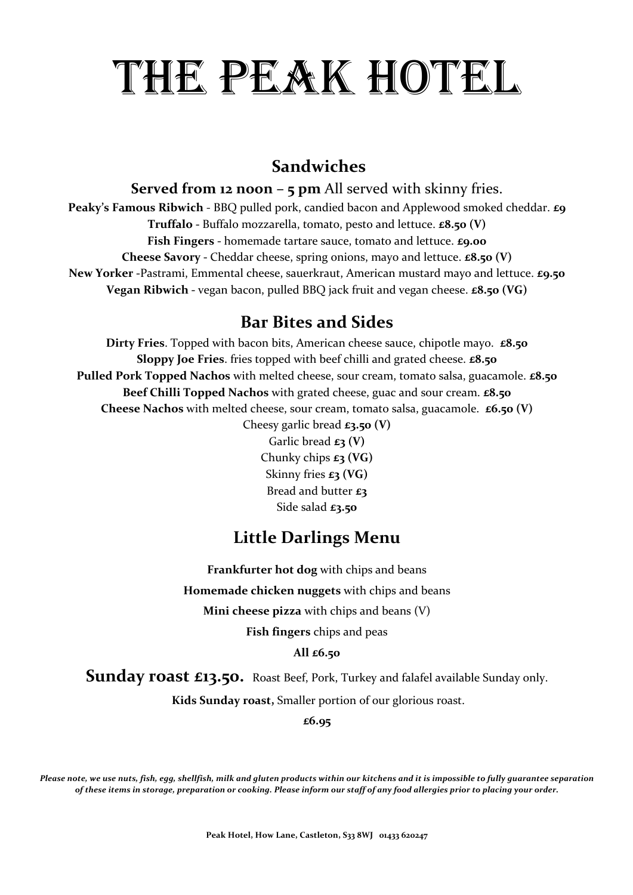// The Peak Hotel

# The Peak Hotel

## Sandwiches

**Served from 12 noon – 5 pm** All served with skinny fries.

**Peaky's Famous Ribwich** - BBQ pulled pork, candied bacon and Applewood smoked cheddar. **£9**

**Truffalo** - Buffalo mozzarella, tomato, pesto and lettuce. **£8.50 (V)**

**Fish Fingers** - homemade tartare sauce, tomato and lettuce. **£9.00**

**Cheese Savory** - Cheddar cheese, spring onions, mayo and lettuce. **£8.50 (V)**

**New Yorker** -Pastrami, Emmental cheese, sauerkraut, American mustard mayo and lettuce. **£9.50**

**Vegan Ribwich** - vegan bacon, pulled BBQ jack fruit and vegan cheese. **£8.50 (VG)**

## Bar Bites and Sides

**Dirty Fries**. Topped with bacon bits, American cheese sauce, chipotle mayo. **£8.50**

**Sloppy Joe Fries**. fries topped with beef chilli and grated cheese. **£8.50**

**Pulled Pork Topped Nachos** with melted cheese, sour cream, tomato salsa, guacamole. **£8.50**

**Beef Chilli Topped Nachos** with grated cheese, guac and sour cream. **£8.50**

**Cheese Nachos** with melted cheese, sour cream, tomato salsa, guacamole. **£6.50 (V)**

Cheesy garlic bread **£3.50 (V)**

Garlic bread **£3 (V)**

Chunky chips **£3 (VG)**

Skinny fries **£3 (VG)**

Bread and butter **£3**

Side salad **£3.50**

## Little Darlings Menu

**Frankfurter hot dog** with chips and beans

**Homemade chicken nuggets** with chips and beans

**Mini cheese pizza** with chips and beans (V)

**Fish fingers** chips and peas

**All £6.50**

**Sunday roast £13.50.** Roast Beef, Pork, Turkey and falafel available Sunday only.

**Kids Sunday roast,** Smaller portion of our glorious roast.

**£6.95**

***Please note, we use nuts, fish, egg, shellfish, milk and gluten products within our kitchens and it is impossible to fully guarantee separation of these items in storage, preparation or cooking. Please inform our staff of any food allergies prior to placing your order.***

**Peak Hotel, How Lane, Castleton, S33 8WJ 01433 620247**